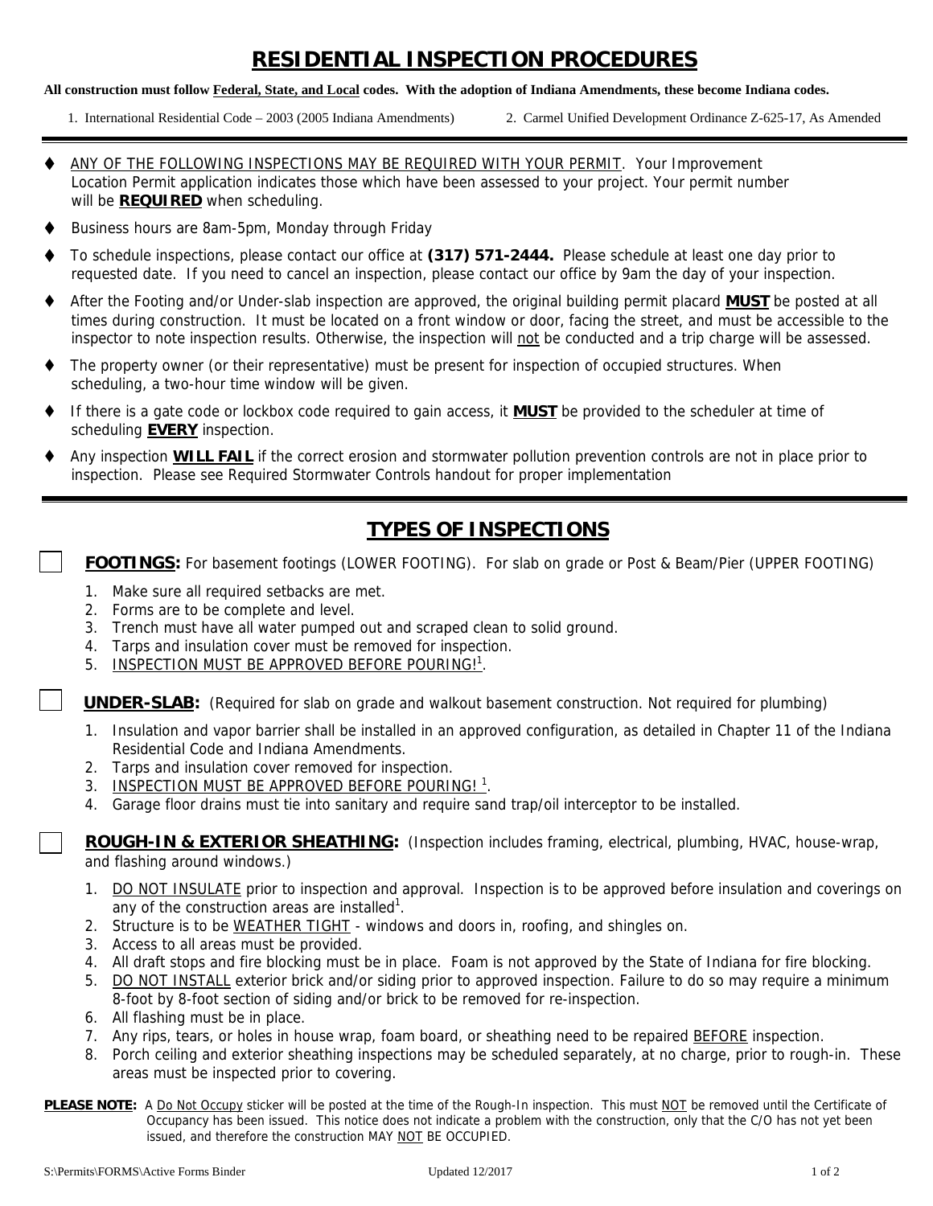# RESIDENTIAL INSPECTION PROCEDURES

**All construction must follow Federal, State, and Local codes. With the adoption of Indiana Amendments, these become Indiana codes.**

1. International Residential Code – 2003 (2005 Indiana Amendments)
2. Carmel Unified Development Ordinance Z-625-17, As Amended

- ANY OF THE FOLLOWING INSPECTIONS MAY BE REQUIRED WITH YOUR PERMIT. Your Improvement Location Permit application indicates those which have been assessed to your project. Your permit number will be **REQUIRED** when scheduling.
- Business hours are 8am-5pm, Monday through Friday
- To schedule inspections, please contact our office at **(317) 571-2444.** Please schedule at least one day prior to requested date. If you need to cancel an inspection, please contact our office by 9am the day of your inspection.
- After the Footing and/or Under-slab inspection are approved, the original building permit placard **MUST** be posted at all times during construction. It must be located on a front window or door, facing the street, and must be accessible to the inspector to note inspection results. Otherwise, the inspection will not be conducted and a trip charge will be assessed.
- The property owner (or their representative) must be present for inspection of occupied structures. When scheduling, a two-hour time window will be given.
- If there is a gate code or lockbox code required to gain access, it **MUST** be provided to the scheduler at time of scheduling **EVERY** inspection.
- Any inspection **WILL FAIL** if the correct erosion and stormwater pollution prevention controls are not in place prior to inspection. Please see Required Stormwater Controls handout for proper implementation

## TYPES OF INSPECTIONS

☐ **FOOTINGS:** For basement footings (LOWER FOOTING). For slab on grade or Post & Beam/Pier (UPPER FOOTING)

1. Make sure all required setbacks are met.
2. Forms are to be complete and level.
3. Trench must have all water pumped out and scraped clean to solid ground.
4. Tarps and insulation cover must be removed for inspection.
5. INSPECTION MUST BE APPROVED BEFORE POURING![1].

☐ **UNDER-SLAB:** (Required for slab on grade and walkout basement construction. Not required for plumbing)

1. Insulation and vapor barrier shall be installed in an approved configuration, as detailed in Chapter 11 of the Indiana Residential Code and Indiana Amendments.
2. Tarps and insulation cover removed for inspection.
3. INSPECTION MUST BE APPROVED BEFORE POURING! [1].
4. Garage floor drains must tie into sanitary and require sand trap/oil interceptor to be installed.

☐ **ROUGH-IN & EXTERIOR SHEATHING:** (Inspection includes framing, electrical, plumbing, HVAC, house-wrap, and flashing around windows.)

1. DO NOT INSULATE prior to inspection and approval. Inspection is to be approved before insulation and coverings on any of the construction areas are installed[1].
2. Structure is to be WEATHER TIGHT - windows and doors in, roofing, and shingles on.
3. Access to all areas must be provided.
4. All draft stops and fire blocking must be in place. Foam is not approved by the State of Indiana for fire blocking.
5. DO NOT INSTALL exterior brick and/or siding prior to approved inspection. Failure to do so may require a minimum 8-foot by 8-foot section of siding and/or brick to be removed for re-inspection.
6. All flashing must be in place.
7. Any rips, tears, or holes in house wrap, foam board, or sheathing need to be repaired BEFORE inspection.
8. Porch ceiling and exterior sheathing inspections may be scheduled separately, at no charge, prior to rough-in. These areas must be inspected prior to covering.

**PLEASE NOTE:** A Do Not Occupy sticker will be posted at the time of the Rough-In inspection. This must NOT be removed until the Certificate of Occupancy has been issued. This notice does not indicate a problem with the construction, only that the C/O has not yet been issued, and therefore the construction MAY NOT BE OCCUPIED.

S:\Permits\FORMS\Active Forms Binder    Updated 12/2017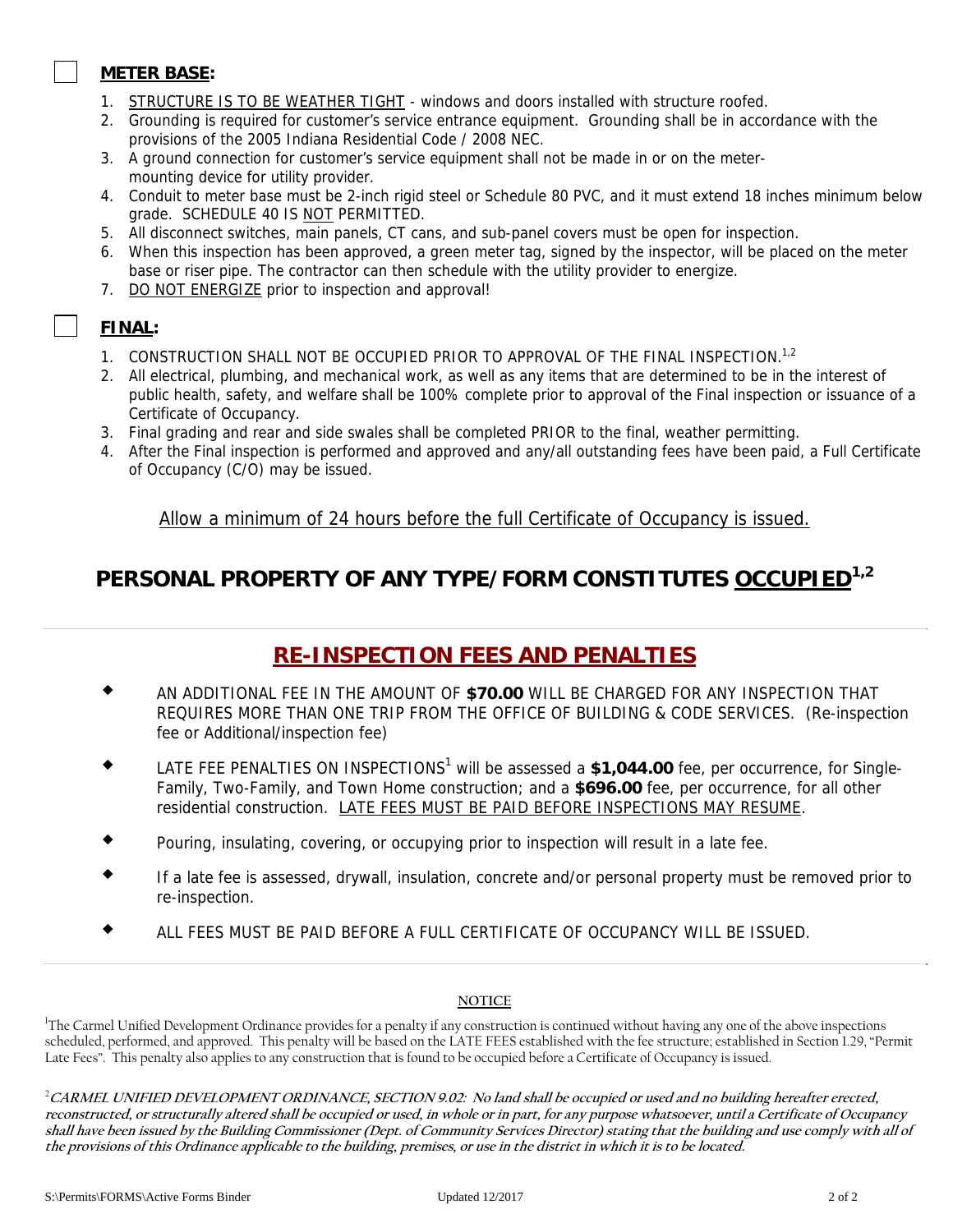☐ **METER BASE:**

1. STRUCTURE IS TO BE WEATHER TIGHT - windows and doors installed with structure roofed.
2. Grounding is required for customer's service entrance equipment. Grounding shall be in accordance with the provisions of the 2005 Indiana Residential Code / 2008 NEC.
3. A ground connection for customer's service equipment shall not be made in or on the meter-mounting device for utility provider.
4. Conduit to meter base must be 2-inch rigid steel or Schedule 80 PVC, and it must extend 18 inches minimum below grade. SCHEDULE 40 IS NOT PERMITTED.
5. All disconnect switches, main panels, CT cans, and sub-panel covers must be open for inspection.
6. When this inspection has been approved, a green meter tag, signed by the inspector, will be placed on the meter base or riser pipe. The contractor can then schedule with the utility provider to energize.
7. DO NOT ENERGIZE prior to inspection and approval!

☐ **FINAL:**

1. CONSTRUCTION SHALL NOT BE OCCUPIED PRIOR TO APPROVAL OF THE FINAL INSPECTION.[1,2]
2. All electrical, plumbing, and mechanical work, as well as any items that are determined to be in the interest of public health, safety, and welfare shall be 100% complete prior to approval of the Final inspection or issuance of a Certificate of Occupancy.
3. Final grading and rear and side swales shall be completed PRIOR to the final, weather permitting.
4. After the Final inspection is performed and approved and any/all outstanding fees have been paid, a Full Certificate of Occupancy (C/O) may be issued.

Allow a minimum of 24 hours before the full Certificate of Occupancy is issued.

## PERSONAL PROPERTY OF ANY TYPE/FORM CONSTITUTES OCCUPIED[1,2]

## RE-INSPECTION FEES AND PENALTIES

- AN ADDITIONAL FEE IN THE AMOUNT OF **$70.00** WILL BE CHARGED FOR ANY INSPECTION THAT REQUIRES MORE THAN ONE TRIP FROM THE OFFICE OF BUILDING & CODE SERVICES. (Re-inspection fee or Additional/inspection fee)
- LATE FEE PENALTIES ON INSPECTIONS[1] will be assessed a **$1,044.00** fee, per occurrence, for Single-Family, Two-Family, and Town Home construction; and a **$696.00** fee, per occurrence, for all other residential construction. LATE FEES MUST BE PAID BEFORE INSPECTIONS MAY RESUME.
- Pouring, insulating, covering, or occupying prior to inspection will result in a late fee.
- If a late fee is assessed, drywall, insulation, concrete and/or personal property must be removed prior to re-inspection.
- ALL FEES MUST BE PAID BEFORE A FULL CERTIFICATE OF OCCUPANCY WILL BE ISSUED.

**NOTICE**

[1]The Carmel Unified Development Ordinance provides for a penalty if any construction is continued without having any one of the above inspections scheduled, performed, and approved. This penalty will be based on the LATE FEES established with the fee structure; established in Section 1.29, "Permit Late Fees". This penalty also applies to any construction that is found to be occupied before a Certificate of Occupancy is issued.

[2]***CARMEL UNIFIED DEVELOPMENT ORDINANCE, SECTION 9.02: No land shall be occupied or used and no building hereafter erected, reconstructed, or structurally altered shall be occupied or used, in whole or in part, for any purpose whatsoever, until a Certificate of Occupancy shall have been issued by the Building Commissioner (Dept. of Community Services Director) stating that the building and use comply with all of the provisions of this Ordinance applicable to the building, premises, or use in the district in which it is to be located.***

S:\Permits\FORMS\Active Forms Binder Updated 12/2017